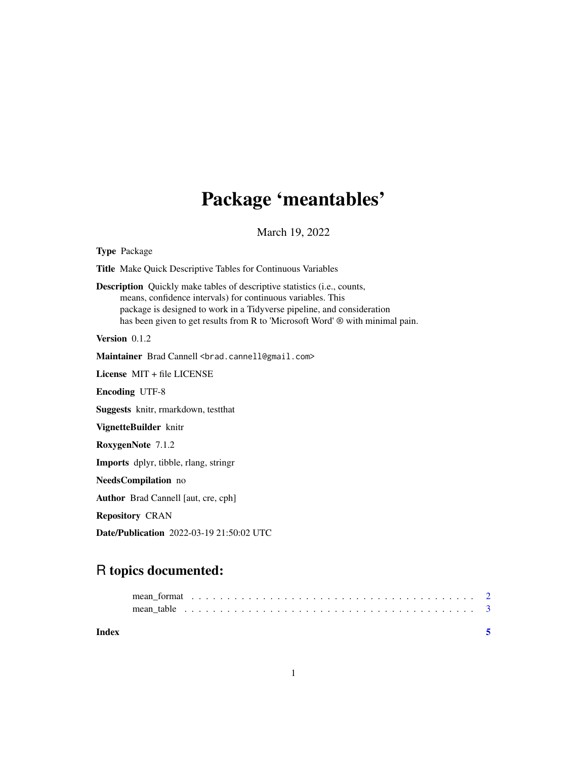# Package 'meantables'

March 19, 2022

**Type** Package

**Title** Make Quick Descriptive Tables for Continuous Variables

**Description** Quickly make tables of descriptive statistics (i.e., counts, means, confidence intervals) for continuous variables. This package is designed to work in a Tidyverse pipeline, and consideration has been given to get results from R to 'Microsoft Word' ® with minimal pain.

**Version** 0.1.2

**Maintainer** Brad Cannell <brad.cannell@gmail.com>

**License** MIT + file LICENSE

**Encoding** UTF-8

**Suggests** knitr, rmarkdown, testthat

**VignetteBuilder** knitr

**RoxygenNote** 7.1.2

**Imports** dplyr, tibble, rlang, stringr

**NeedsCompilation** no

**Author** Brad Cannell [aut, cre, cph]

**Repository** CRAN

**Date/Publication** 2022-03-19 21:50:02 UTC

## R topics documented:

mean_format . . . . . . . . . . . . . . . . . . . . . . . . . . . . . . . . . . . . . . . . 2
mean_table . . . . . . . . . . . . . . . . . . . . . . . . . . . . . . . . . . . . . . . . . 3

**Index** **5**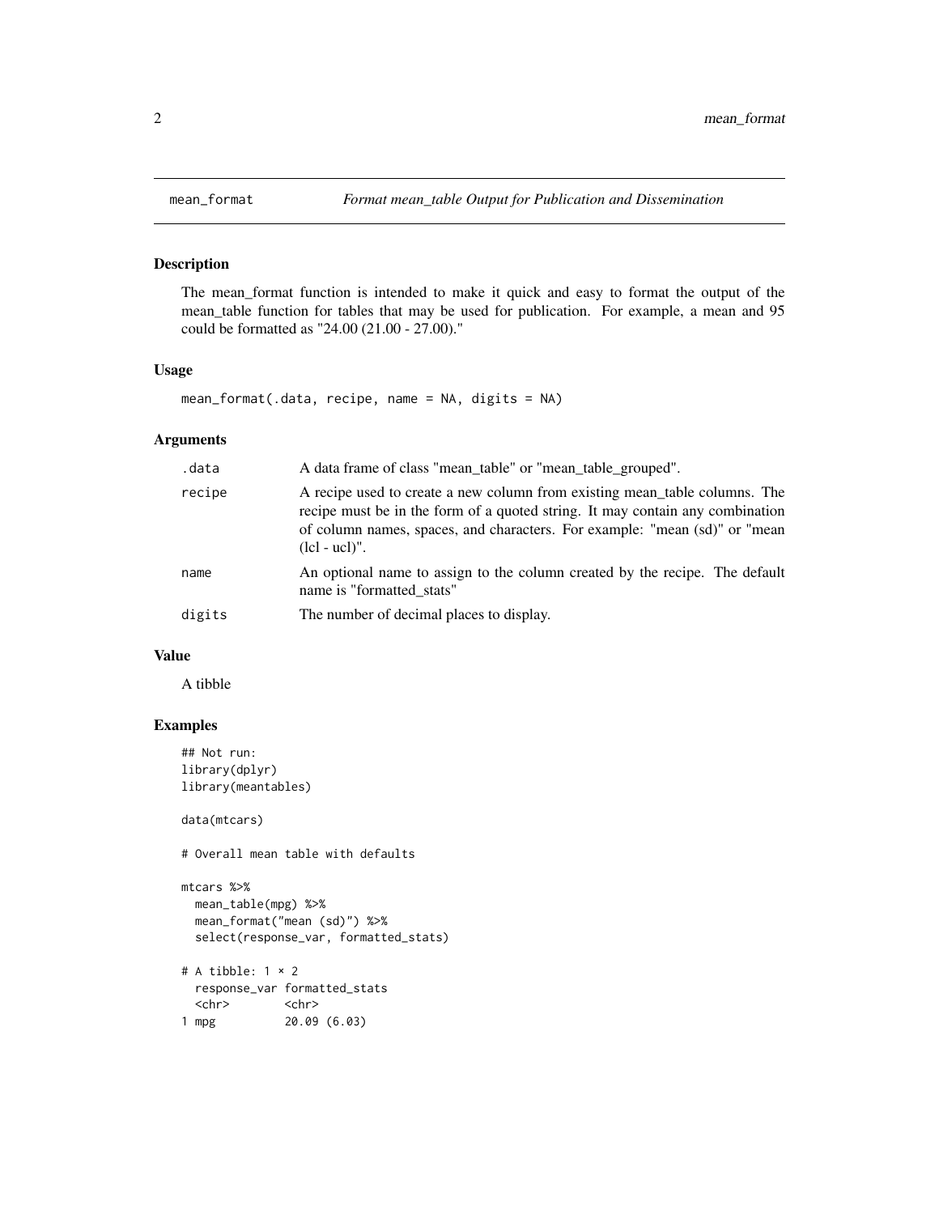# mean_format — *Format mean_table Output for Publication and Dissemination*

## Description

The mean_format function is intended to make it quick and easy to format the output of the mean_table function for tables that may be used for publication. For example, a mean and 95 could be formatted as "24.00 (21.00 - 27.00)."

## Usage

```
mean_format(.data, recipe, name = NA, digits = NA)
```

## Arguments

| | |
|---|---|
| `.data` | A data frame of class "mean_table" or "mean_table_grouped". |
| `recipe` | A recipe used to create a new column from existing mean_table columns. The recipe must be in the form of a quoted string. It may contain any combination of column names, spaces, and characters. For example: "mean (sd)" or "mean (lcl - ucl)". |
| `name` | An optional name to assign to the column created by the recipe. The default name is "formatted_stats" |
| `digits` | The number of decimal places to display. |

## Value

A tibble

## Examples

```
## Not run:
library(dplyr)
library(meantables)

data(mtcars)

# Overall mean table with defaults

mtcars %>%
  mean_table(mpg) %>%
  mean_format("mean (sd)") %>%
  select(response_var, formatted_stats)

# A tibble: 1 × 2
  response_var formatted_stats
  <chr>        <chr>
1 mpg          20.09 (6.03)
```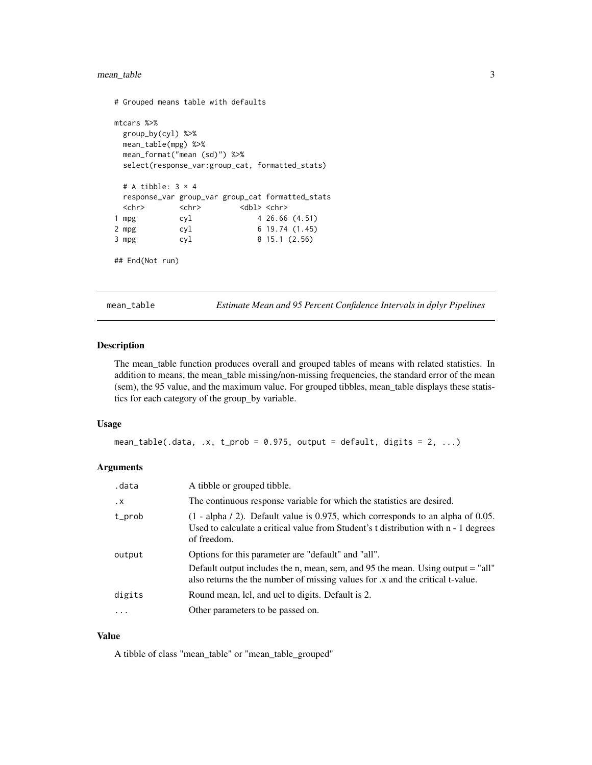```
# Grouped means table with defaults

mtcars %>%
  group_by(cyl) %>%
  mean_table(mpg) %>%
  mean_format("mean (sd)") %>%
  select(response_var:group_cat, formatted_stats)

  # A tibble: 3 × 4
  response_var group_var group_cat formatted_stats
  <chr>        <chr>         <dbl> <chr>
1 mpg          cyl               4 26.66 (4.51)
2 mpg          cyl               6 19.74 (1.45)
3 mpg          cyl               8 15.1 (2.56)

## End(Not run)
```

## mean_table — *Estimate Mean and 95 Percent Confidence Intervals in dplyr Pipelines*

### Description

The mean_table function produces overall and grouped tables of means with related statistics. In addition to means, the mean_table missing/non-missing frequencies, the standard error of the mean (sem), the 95 value, and the maximum value. For grouped tibbles, mean_table displays these statistics for each category of the group_by variable.

### Usage

```
mean_table(.data, .x, t_prob = 0.975, output = default, digits = 2, ...)
```

### Arguments

| | |
|---|---|
| .data | A tibble or grouped tibble. |
| .x | The continuous response variable for which the statistics are desired. |
| t_prob | (1 - alpha / 2). Default value is 0.975, which corresponds to an alpha of 0.05. Used to calculate a critical value from Student's t distribution with n - 1 degrees of freedom. |
| output | Options for this parameter are "default" and "all". Default output includes the n, mean, sem, and 95 the mean. Using output = "all" also returns the the number of missing values for .x and the critical t-value. |
| digits | Round mean, lcl, and ucl to digits. Default is 2. |
| ... | Other parameters to be passed on. |

### Value

A tibble of class "mean_table" or "mean_table_grouped"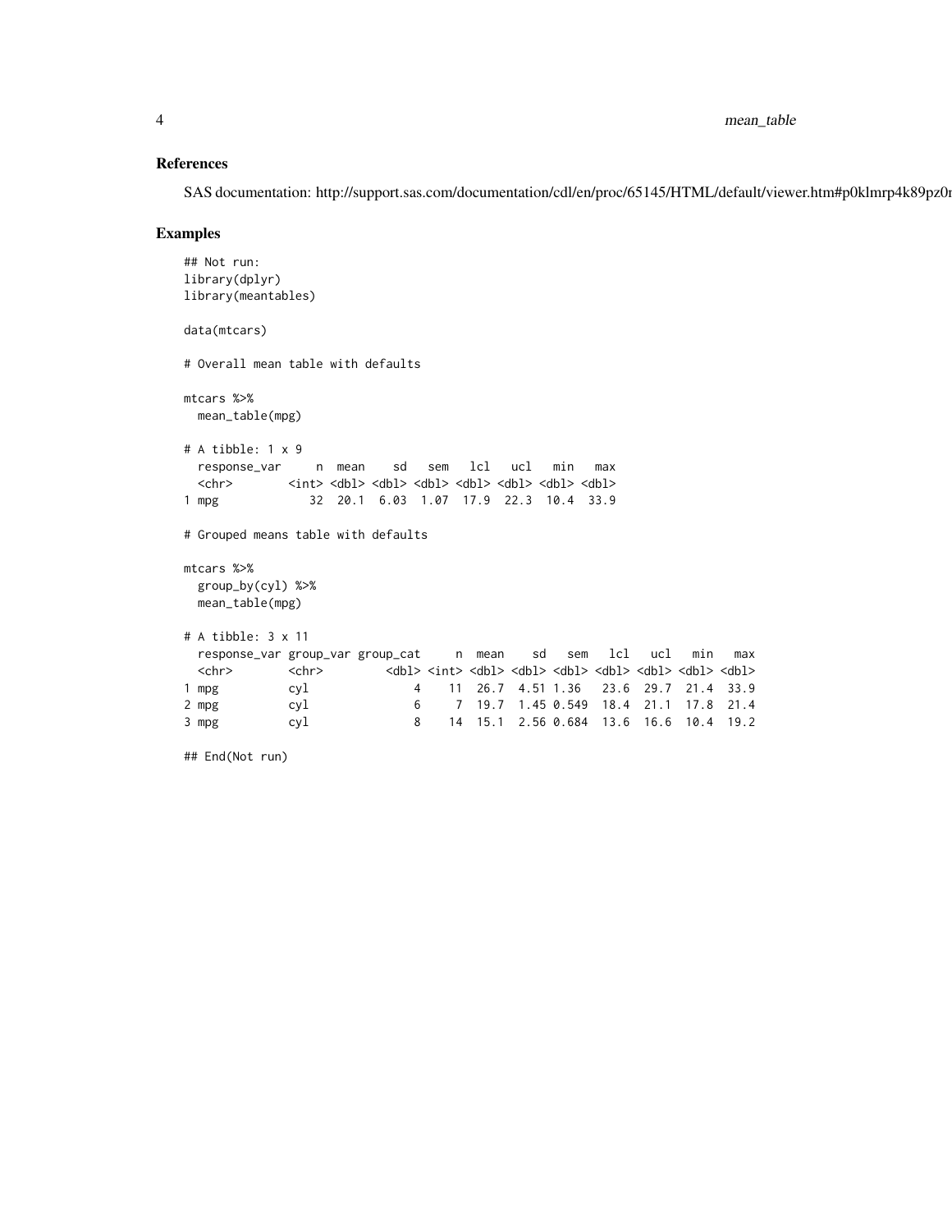## References

SAS documentation: http://support.sas.com/documentation/cdl/en/proc/65145/HTML/default/viewer.htm#p0klmrp4k89pz0r

## Examples

```
## Not run:
library(dplyr)
library(meantables)

data(mtcars)

# Overall mean table with defaults

mtcars %>%
  mean_table(mpg)

# A tibble: 1 x 9
  response_var     n  mean    sd   sem   lcl   ucl   min   max
  <chr>        <int> <dbl> <dbl> <dbl> <dbl> <dbl> <dbl> <dbl>
1 mpg             32  20.1  6.03  1.07  17.9  22.3  10.4  33.9

# Grouped means table with defaults

mtcars %>%
  group_by(cyl) %>%
  mean_table(mpg)

# A tibble: 3 x 11
  response_var group_var group_cat     n  mean    sd   sem   lcl   ucl   min   max
  <chr>        <chr>         <dbl> <int> <dbl> <dbl> <dbl> <dbl> <dbl> <dbl> <dbl>
1 mpg          cyl               4    11  26.7  4.51 1.36   23.6  29.7  21.4  33.9
2 mpg          cyl               6     7  19.7  1.45 0.549  18.4  21.1  17.8  21.4
3 mpg          cyl               8    14  15.1  2.56 0.684  13.6  16.6  10.4  19.2

## End(Not run)
```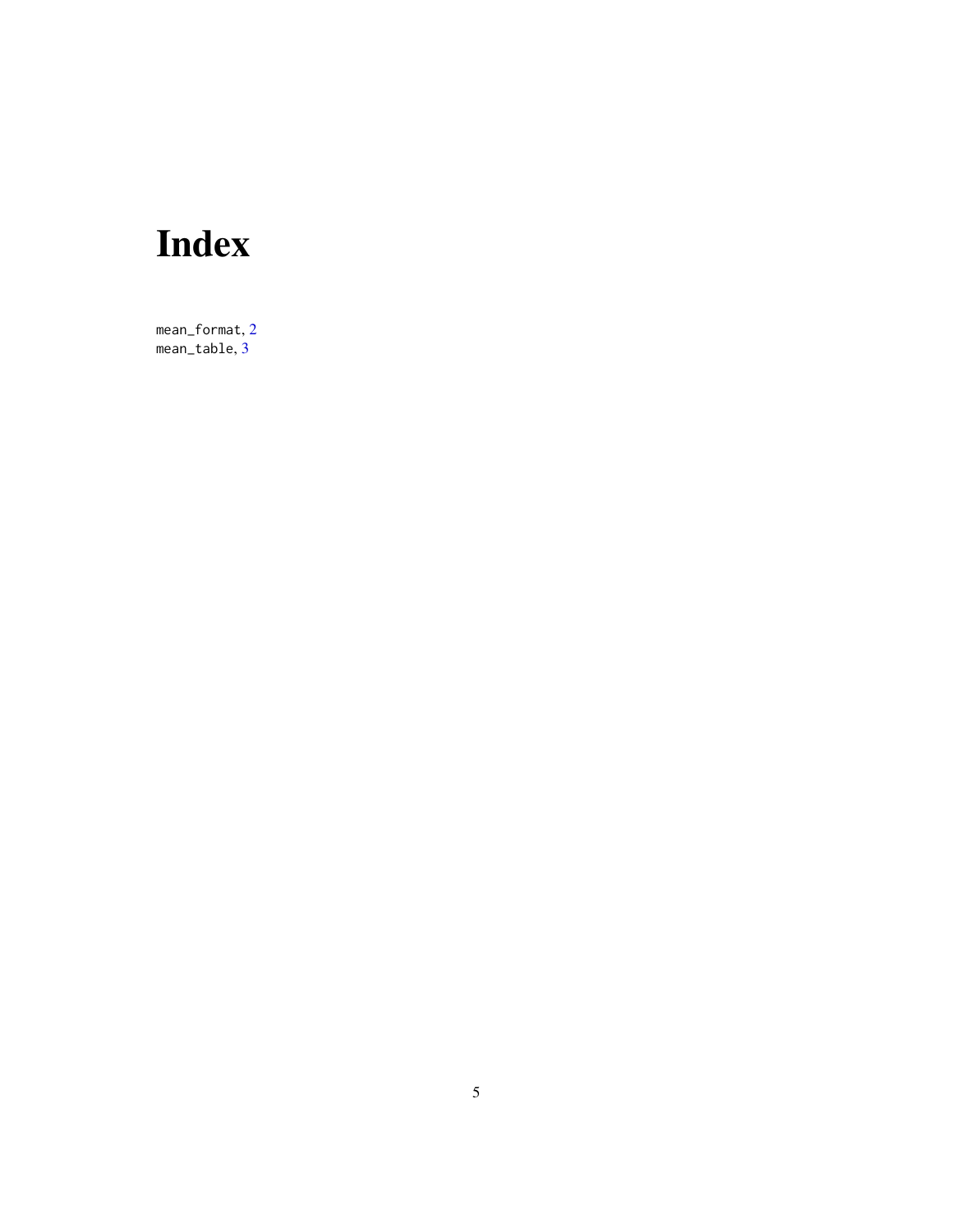# Index

mean_format, 2
mean_table, 3